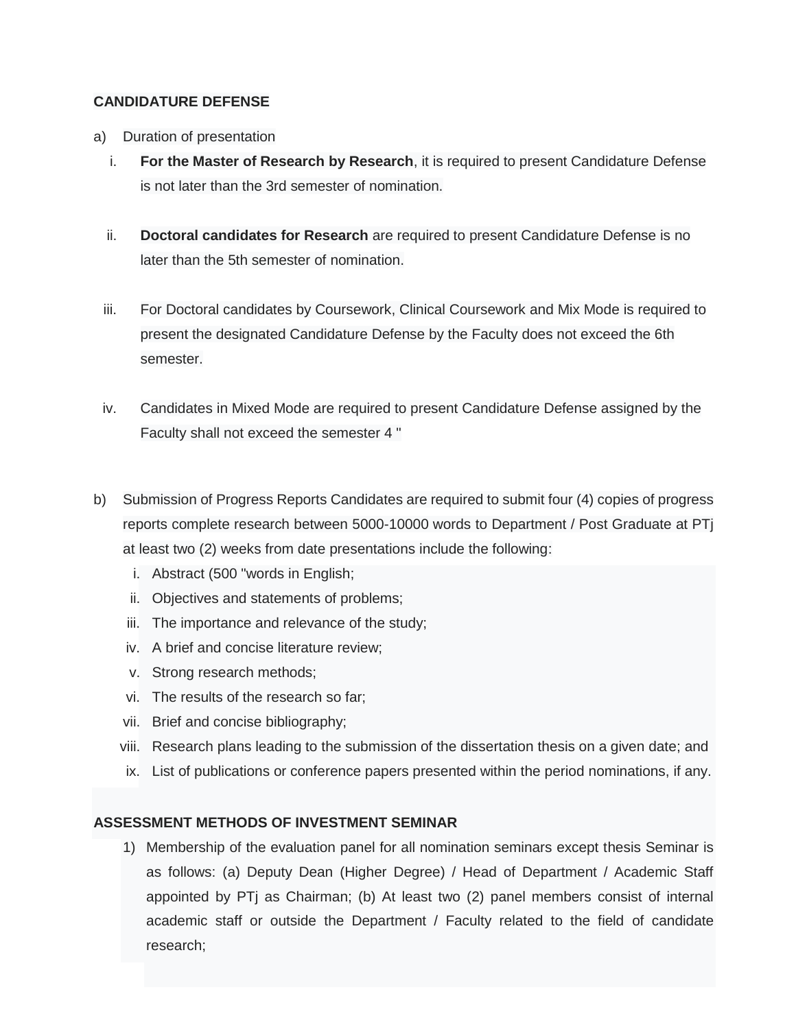**CANDIDATURE DEFENSE**

a) Duration of presentation

i. **For the Master of Research by Research**, it is required to present Candidature Defense is not later than the 3rd semester of nomination.

ii. **Doctoral candidates for Research** are required to present Candidature Defense is no later than the 5th semester of nomination.

iii. For Doctoral candidates by Coursework, Clinical Coursework and Mix Mode is required to present the designated Candidature Defense by the Faculty does not exceed the 6th semester.

iv. Candidates in Mixed Mode are required to present Candidature Defense assigned by the Faculty shall not exceed the semester 4 "

b) Submission of Progress Reports Candidates are required to submit four (4) copies of progress reports complete research between 5000-10000 words to Department / Post Graduate at PTj at least two (2) weeks from date presentations include the following:

i. Abstract (500 "words in English;
ii. Objectives and statements of problems;
iii. The importance and relevance of the study;
iv. A brief and concise literature review;
v. Strong research methods;
vi. The results of the research so far;
vii. Brief and concise bibliography;
viii. Research plans leading to the submission of the dissertation thesis on a given date; and
ix. List of publications or conference papers presented within the period nominations, if any.

**ASSESSMENT METHODS OF INVESTMENT SEMINAR**

1) Membership of the evaluation panel for all nomination seminars except thesis Seminar is as follows: (a) Deputy Dean (Higher Degree) / Head of Department / Academic Staff appointed by PTj as Chairman; (b) At least two (2) panel members consist of internal academic staff or outside the Department / Faculty related to the field of candidate research;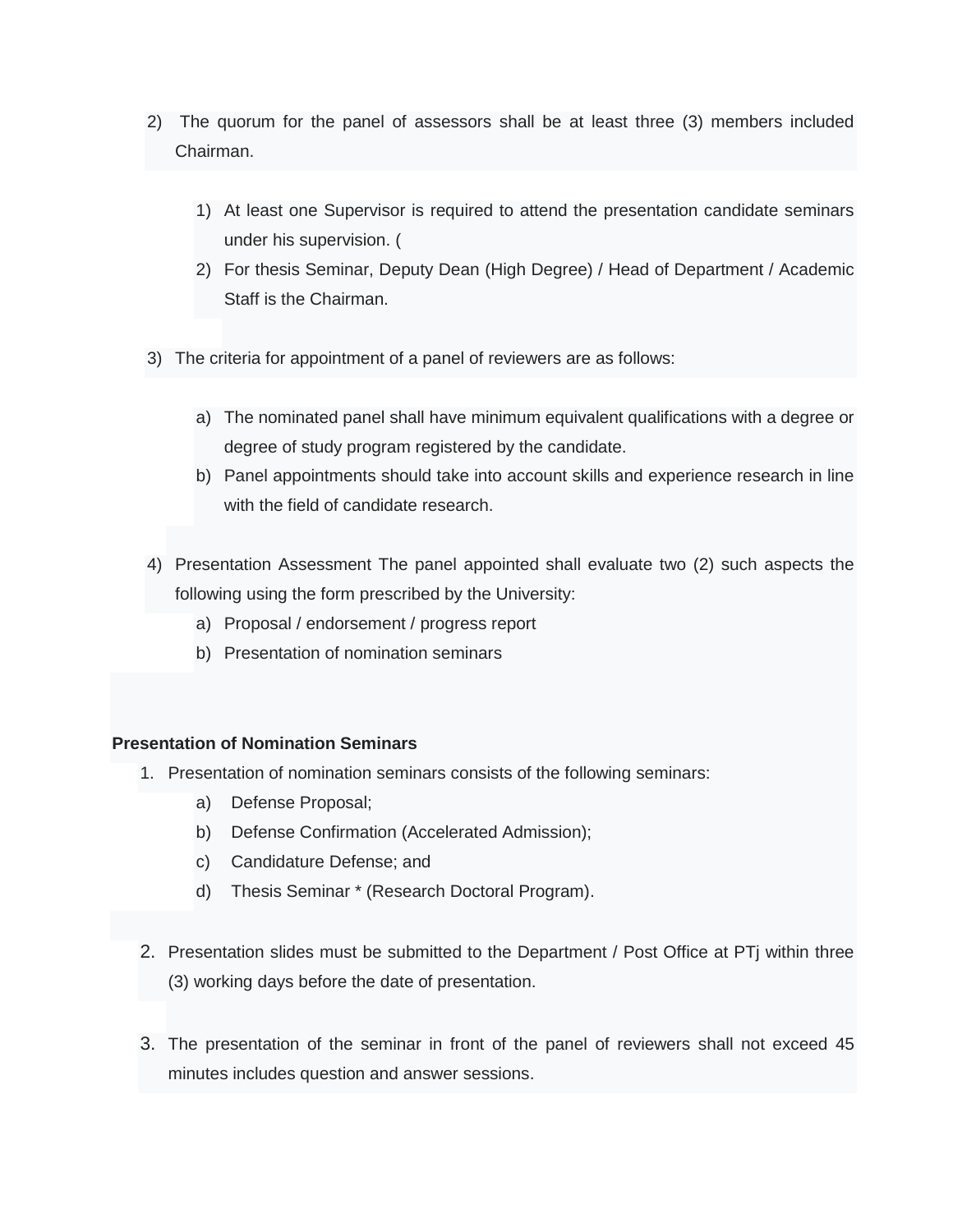2) The quorum for the panel of assessors shall be at least three (3) members included Chairman.

   1) At least one Supervisor is required to attend the presentation candidate seminars under his supervision. (
   2) For thesis Seminar, Deputy Dean (High Degree) / Head of Department / Academic Staff is the Chairman.

3) The criteria for appointment of a panel of reviewers are as follows:

   a) The nominated panel shall have minimum equivalent qualifications with a degree or degree of study program registered by the candidate.
   b) Panel appointments should take into account skills and experience research in line with the field of candidate research.

4) Presentation Assessment The panel appointed shall evaluate two (2) such aspects the following using the form prescribed by the University:
   a) Proposal / endorsement / progress report
   b) Presentation of nomination seminars

**Presentation of Nomination Seminars**

1. Presentation of nomination seminars consists of the following seminars:
   a) Defense Proposal;
   b) Defense Confirmation (Accelerated Admission);
   c) Candidature Defense; and
   d) Thesis Seminar * (Research Doctoral Program).

2. Presentation slides must be submitted to the Department / Post Office at PTj within three (3) working days before the date of presentation.

3. The presentation of the seminar in front of the panel of reviewers shall not exceed 45 minutes includes question and answer sessions.